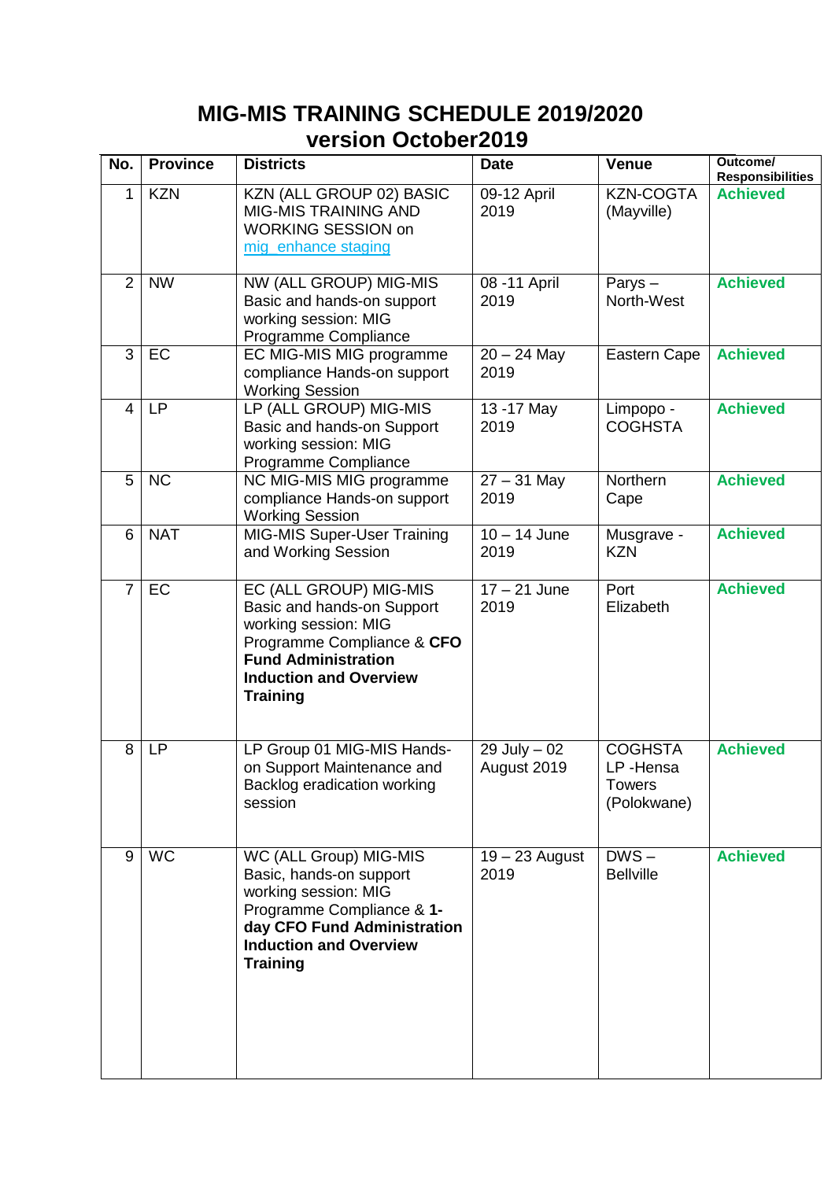# MIG-MIS TRAINING SCHEDULE 2019/2020
## version October2019

| No. | Province | Districts | Date | Venue | Outcome/ Responsibilities |
|---|---|---|---|---|---|
| 1 | KZN | KZN (ALL GROUP 02) BASIC MIG-MIS TRAINING AND WORKING SESSION on mig_enhance staging | 09-12 April 2019 | KZN-COGTA (Mayville) | **Achieved** |
| 2 | NW | NW (ALL GROUP) MIG-MIS Basic and hands-on support working session: MIG Programme Compliance | 08 -11 April 2019 | Parys – North-West | **Achieved** |
| 3 | EC | EC MIG-MIS MIG programme compliance Hands-on support Working Session | 20 – 24 May 2019 | Eastern Cape | **Achieved** |
| 4 | LP | LP (ALL GROUP) MIG-MIS Basic and hands-on Support working session: MIG Programme Compliance | 13 -17 May 2019 | Limpopo - COGHSTA | **Achieved** |
| 5 | NC | NC MIG-MIS MIG programme compliance Hands-on support Working Session | 27 – 31 May 2019 | Northern Cape | **Achieved** |
| 6 | NAT | MIG-MIS Super-User Training and Working Session | 10 – 14 June 2019 | Musgrave - KZN | **Achieved** |
| 7 | EC | EC (ALL GROUP) MIG-MIS Basic and hands-on Support working session: MIG Programme Compliance & **CFO Fund Administration Induction and Overview Training** | 17 – 21 June 2019 | Port Elizabeth | **Achieved** |
| 8 | LP | LP Group 01 MIG-MIS Hands-on Support Maintenance and Backlog eradication working session | 29 July – 02 August 2019 | COGHSTA LP -Hensa Towers (Polokwane) | **Achieved** |
| 9 | WC | WC (ALL Group) MIG-MIS Basic, hands-on support working session: MIG Programme Compliance & **1-day CFO Fund Administration Induction and Overview Training** | 19 – 23 August 2019 | DWS – Bellville | **Achieved** |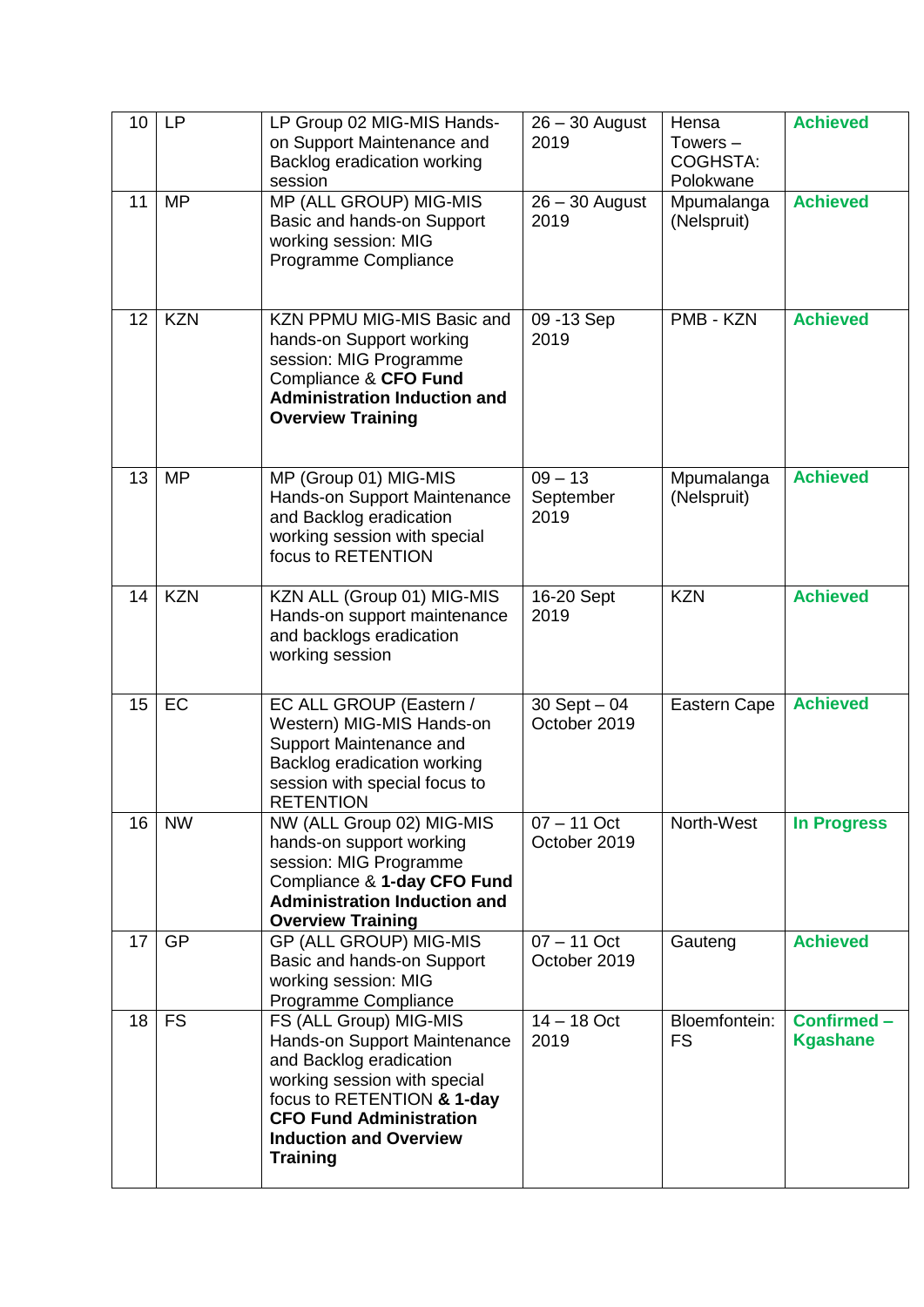| 10 | LP | LP Group 02 MIG-MIS Hands-on Support Maintenance and Backlog eradication working session | 26 – 30 August 2019 | Hensa Towers – COGHSTA: Polokwane | **Achieved** |
|---|---|---|---|---|---|
| 11 | MP | MP (ALL GROUP) MIG-MIS Basic and hands-on Support working session: MIG Programme Compliance | 26 – 30 August 2019 | Mpumalanga (Nelspruit) | **Achieved** |
| 12 | KZN | KZN PPMU MIG-MIS Basic and hands-on Support working session: MIG Programme Compliance & **CFO Fund Administration Induction and Overview Training** | 09 -13 Sep 2019 | PMB - KZN | **Achieved** |
| 13 | MP | MP (Group 01) MIG-MIS Hands-on Support Maintenance and Backlog eradication working session with special focus to RETENTION | 09 – 13 September 2019 | Mpumalanga (Nelspruit) | **Achieved** |
| 14 | KZN | KZN ALL (Group 01) MIG-MIS Hands-on support maintenance and backlogs eradication working session | 16-20 Sept 2019 | KZN | **Achieved** |
| 15 | EC | EC ALL GROUP (Eastern / Western) MIG-MIS Hands-on Support Maintenance and Backlog eradication working session with special focus to RETENTION | 30 Sept – 04 October 2019 | Eastern Cape | **Achieved** |
| 16 | NW | NW (ALL Group 02) MIG-MIS hands-on support working session: MIG Programme Compliance & **1-day CFO Fund Administration Induction and Overview Training** | 07 – 11 Oct October 2019 | North-West | **In Progress** |
| 17 | GP | GP (ALL GROUP) MIG-MIS Basic and hands-on Support working session: MIG Programme Compliance | 07 – 11 Oct October 2019 | Gauteng | **Achieved** |
| 18 | FS | FS (ALL Group) MIG-MIS Hands-on Support Maintenance and Backlog eradication working session with special focus to RETENTION **& 1-day CFO Fund Administration Induction and Overview Training** | 14 – 18 Oct 2019 | Bloemfontein: FS | **Confirmed – Kgashane** |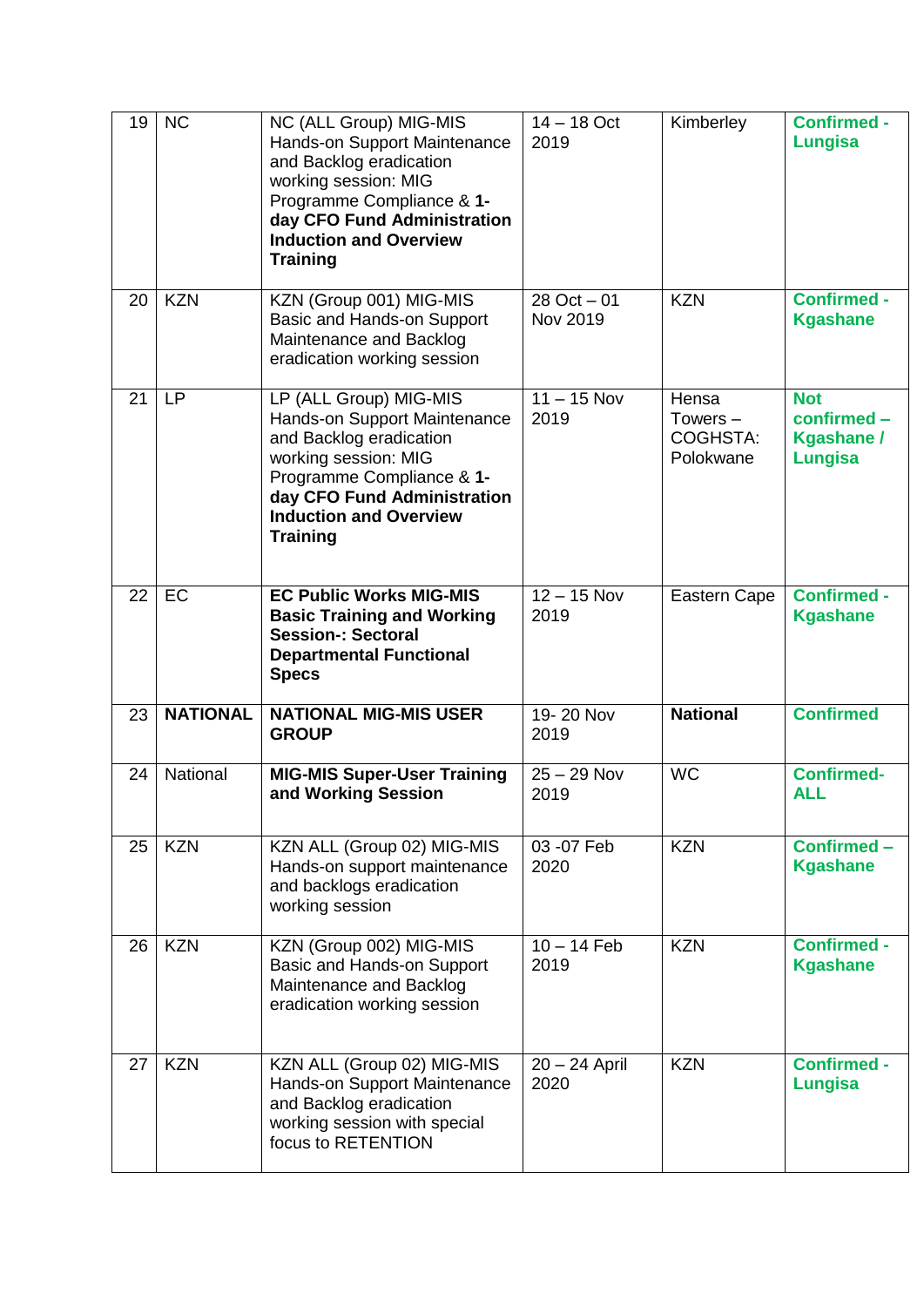| | | | | | |
|---|---|---|---|---|---|
| 19 | NC | NC (ALL Group) MIG-MIS Hands-on Support Maintenance and Backlog eradication working session: MIG Programme Compliance & **1-day CFO Fund Administration Induction and Overview Training** | 14 – 18 Oct 2019 | Kimberley | **Confirmed - Lungisa** |
| 20 | KZN | KZN (Group 001) MIG-MIS Basic and Hands-on Support Maintenance and Backlog eradication working session | 28 Oct – 01 Nov 2019 | KZN | **Confirmed - Kgashane** |
| 21 | LP | LP (ALL Group) MIG-MIS Hands-on Support Maintenance and Backlog eradication working session: MIG Programme Compliance & **1-day CFO Fund Administration Induction and Overview Training** | 11 – 15 Nov 2019 | Hensa Towers – COGHSTA: Polokwane | **Not confirmed – Kgashane / Lungisa** |
| 22 | EC | **EC Public Works MIG-MIS Basic Training and Working Session-: Sectoral Departmental Functional Specs** | 12 – 15 Nov 2019 | Eastern Cape | **Confirmed - Kgashane** |
| 23 | **NATIONAL** | **NATIONAL MIG-MIS USER GROUP** | 19- 20 Nov 2019 | **National** | **Confirmed** |
| 24 | National | **MIG-MIS Super-User Training and Working Session** | 25 – 29 Nov 2019 | WC | **Confirmed-ALL** |
| 25 | KZN | KZN ALL (Group 02) MIG-MIS Hands-on support maintenance and backlogs eradication working session | 03 -07 Feb 2020 | KZN | **Confirmed – Kgashane** |
| 26 | KZN | KZN (Group 002) MIG-MIS Basic and Hands-on Support Maintenance and Backlog eradication working session | 10 – 14 Feb 2019 | KZN | **Confirmed - Kgashane** |
| 27 | KZN | KZN ALL (Group 02) MIG-MIS Hands-on Support Maintenance and Backlog eradication working session with special focus to RETENTION | 20 – 24 April 2020 | KZN | **Confirmed - Lungisa** |